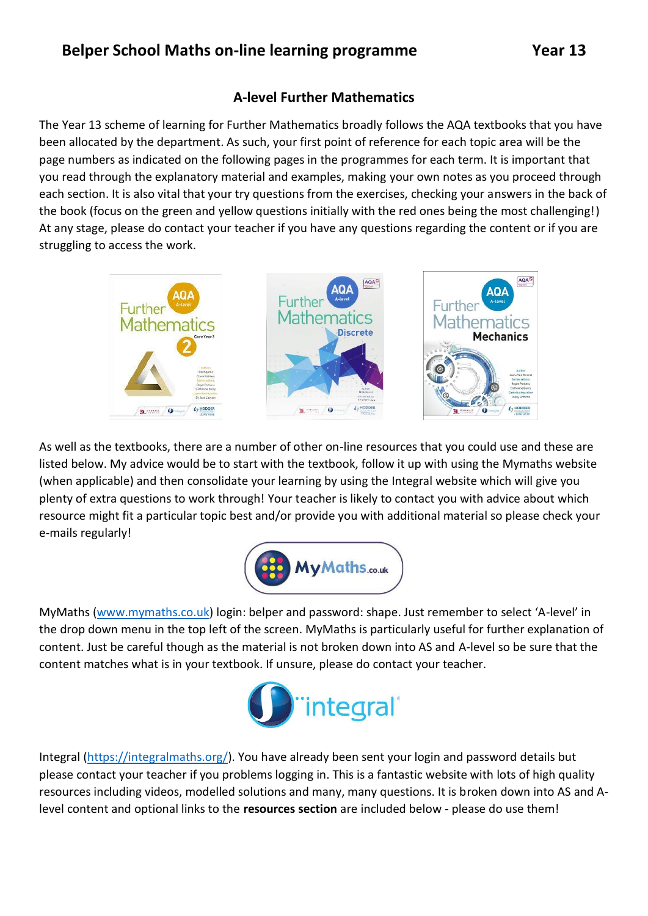# Belper School Maths on-line learning programme Year 13

## A-level Further Mathematics

The Year 13 scheme of learning for Further Mathematics broadly follows the AQA textbooks that you have been allocated by the department. As such, your first point of reference for each topic area will be the page numbers as indicated on the following pages in the programmes for each term. It is important that you read through the explanatory material and examples, making your own notes as you proceed through each section. It is also vital that your try questions from the exercises, checking your answers in the back of the book (focus on the green and yellow questions initially with the red ones being the most challenging!) At any stage, please do contact your teacher if you have any questions regarding the content or if you are struggling to access the work.

As well as the textbooks, there are a number of other on-line resources that you could use and these are listed below. My advice would be to start with the textbook, follow it up with using the Mymaths website (when applicable) and then consolidate your learning by using the Integral website which will give you plenty of extra questions to work through! Your teacher is likely to contact you with advice about which resource might fit a particular topic best and/or provide you with additional material so please check your e-mails regularly!

MyMaths (www.mymaths.co.uk) login: belper and password: shape. Just remember to select 'A-level' in the drop down menu in the top left of the screen. MyMaths is particularly useful for further explanation of content. Just be careful though as the material is not broken down into AS and A-level so be sure that the content matches what is in your textbook. If unsure, please do contact your teacher.

Integral (https://integralmaths.org/). You have already been sent your login and password details but please contact your teacher if you problems logging in. This is a fantastic website with lots of high quality resources including videos, modelled solutions and many, many questions. It is broken down into AS and A-level content and optional links to the **resources section** are included below - please do use them!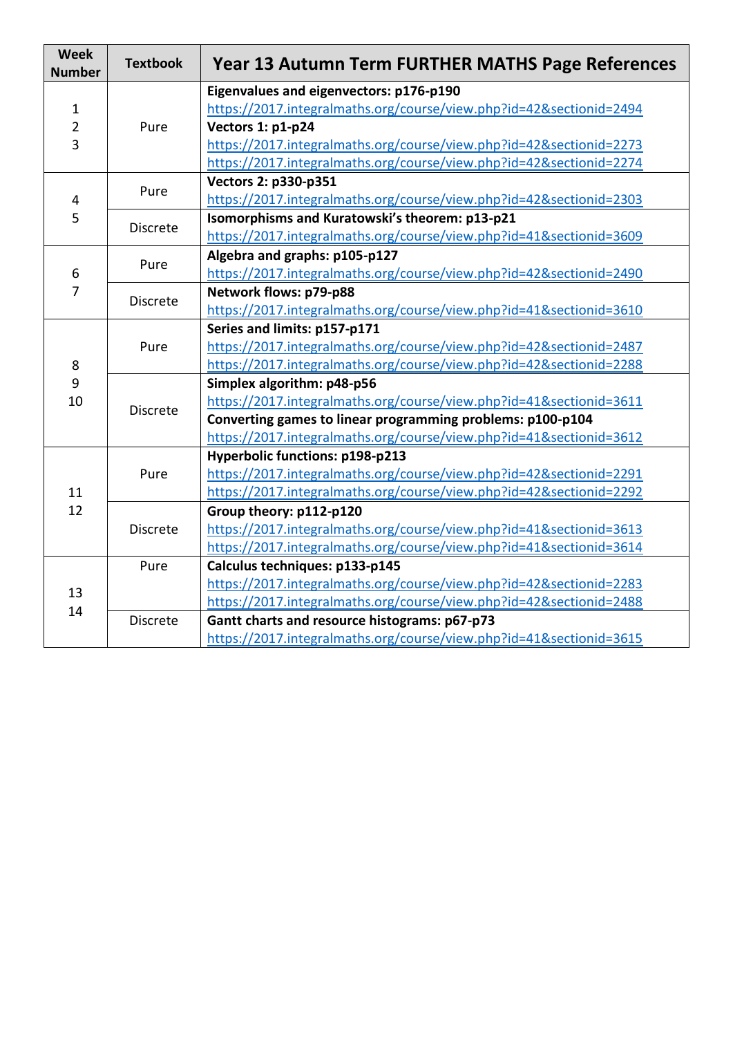| Week Number | Textbook | Year 13 Autumn Term FURTHER MATHS Page References |
|---|---|---|
| 1<br>2<br>3 | Pure | **Eigenvalues and eigenvectors: p176-p190**<br>https://2017.integralmaths.org/course/view.php?id=42&sectionid=2494<br>**Vectors 1: p1-p24**<br>https://2017.integralmaths.org/course/view.php?id=42&sectionid=2273<br>https://2017.integralmaths.org/course/view.php?id=42&sectionid=2274 |
| 4<br>5 | Pure | **Vectors 2: p330-p351**<br>https://2017.integralmaths.org/course/view.php?id=42&sectionid=2303 |
| | Discrete | **Isomorphisms and Kuratowski's theorem: p13-p21**<br>https://2017.integralmaths.org/course/view.php?id=41&sectionid=3609 |
| 6<br>7 | Pure | **Algebra and graphs: p105-p127**<br>https://2017.integralmaths.org/course/view.php?id=42&sectionid=2490 |
| | Discrete | **Network flows: p79-p88**<br>https://2017.integralmaths.org/course/view.php?id=41&sectionid=3610 |
| 8<br>9<br>10 | Pure | **Series and limits: p157-p171**<br>https://2017.integralmaths.org/course/view.php?id=42&sectionid=2487<br>https://2017.integralmaths.org/course/view.php?id=42&sectionid=2288 |
| | Discrete | **Simplex algorithm: p48-p56**<br>https://2017.integralmaths.org/course/view.php?id=41&sectionid=3611<br>**Converting games to linear programming problems: p100-p104**<br>https://2017.integralmaths.org/course/view.php?id=41&sectionid=3612 |
| 11<br>12 | Pure | **Hyperbolic functions: p198-p213**<br>https://2017.integralmaths.org/course/view.php?id=42&sectionid=2291<br>https://2017.integralmaths.org/course/view.php?id=42&sectionid=2292 |
| | Discrete | **Group theory: p112-p120**<br>https://2017.integralmaths.org/course/view.php?id=41&sectionid=3613<br>https://2017.integralmaths.org/course/view.php?id=41&sectionid=3614 |
| 13<br>14 | Pure | **Calculus techniques: p133-p145**<br>https://2017.integralmaths.org/course/view.php?id=42&sectionid=2283<br>https://2017.integralmaths.org/course/view.php?id=42&sectionid=2488 |
| | Discrete | **Gantt charts and resource histograms: p67-p73**<br>https://2017.integralmaths.org/course/view.php?id=41&sectionid=3615 |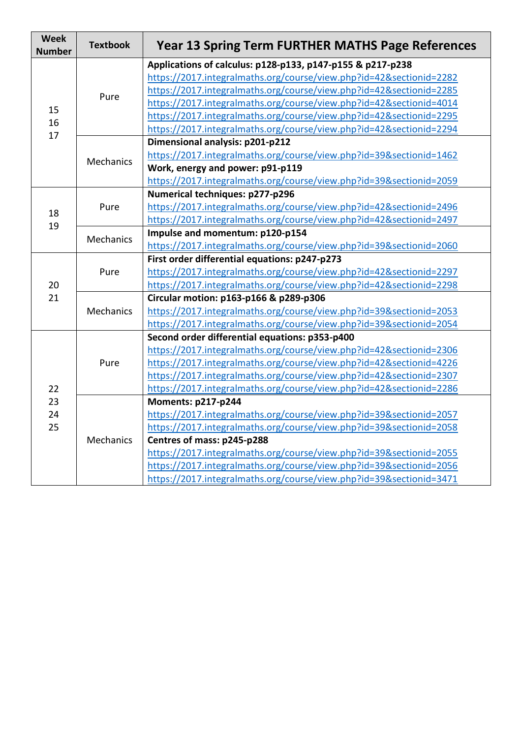| Week Number | Textbook | Year 13 Spring Term FURTHER MATHS Page References |
|---|---|---|
| 15<br>16<br>17 | Pure | **Applications of calculus: p128-p133, p147-p155 & p217-p238**<br>https://2017.integralmaths.org/course/view.php?id=42&sectionid=2282<br>https://2017.integralmaths.org/course/view.php?id=42&sectionid=2285<br>https://2017.integralmaths.org/course/view.php?id=42&sectionid=4014<br>https://2017.integralmaths.org/course/view.php?id=42&sectionid=2295<br>https://2017.integralmaths.org/course/view.php?id=42&sectionid=2294 |
| | Mechanics | **Dimensional analysis: p201-p212**<br>https://2017.integralmaths.org/course/view.php?id=39&sectionid=1462<br>**Work, energy and power: p91-p119**<br>https://2017.integralmaths.org/course/view.php?id=39&sectionid=2059 |
| 18<br>19 | Pure | **Numerical techniques: p277-p296**<br>https://2017.integralmaths.org/course/view.php?id=42&sectionid=2496<br>https://2017.integralmaths.org/course/view.php?id=42&sectionid=2497 |
| | Mechanics | **Impulse and momentum: p120-p154**<br>https://2017.integralmaths.org/course/view.php?id=39&sectionid=2060 |
| 20<br>21 | Pure | **First order differential equations: p247-p273**<br>https://2017.integralmaths.org/course/view.php?id=42&sectionid=2297<br>https://2017.integralmaths.org/course/view.php?id=42&sectionid=2298 |
| | Mechanics | **Circular motion: p163-p166 & p289-p306**<br>https://2017.integralmaths.org/course/view.php?id=39&sectionid=2053<br>https://2017.integralmaths.org/course/view.php?id=39&sectionid=2054 |
| 22<br>23<br>24<br>25 | Pure | **Second order differential equations: p353-p400**<br>https://2017.integralmaths.org/course/view.php?id=42&sectionid=2306<br>https://2017.integralmaths.org/course/view.php?id=42&sectionid=4226<br>https://2017.integralmaths.org/course/view.php?id=42&sectionid=2307<br>https://2017.integralmaths.org/course/view.php?id=42&sectionid=2286 |
| | Mechanics | **Moments: p217-p244**<br>https://2017.integralmaths.org/course/view.php?id=39&sectionid=2057<br>https://2017.integralmaths.org/course/view.php?id=39&sectionid=2058<br>**Centres of mass: p245-p288**<br>https://2017.integralmaths.org/course/view.php?id=39&sectionid=2055<br>https://2017.integralmaths.org/course/view.php?id=39&sectionid=2056<br>https://2017.integralmaths.org/course/view.php?id=39&sectionid=3471 |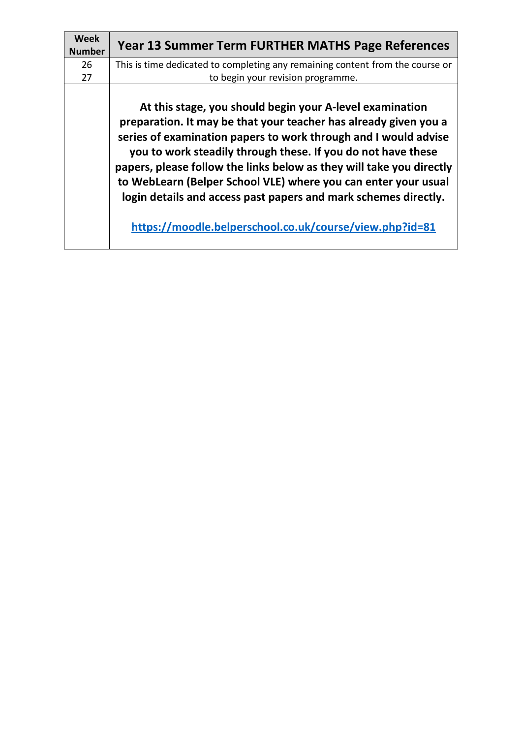| Week Number | Year 13 Summer Term FURTHER MATHS Page References |
|---|---|
| 26<br>27 | This is time dedicated to completing any remaining content from the course or to begin your revision programme. |
| | **At this stage, you should begin your A-level examination preparation. It may be that your teacher has already given you a series of examination papers to work through and I would advise you to work steadily through these. If you do not have these papers, please follow the links below as they will take you directly to WebLearn (Belper School VLE) where you can enter your usual login details and access past papers and mark schemes directly.**<br><br>**https://moodle.belperschool.co.uk/course/view.php?id=81** |